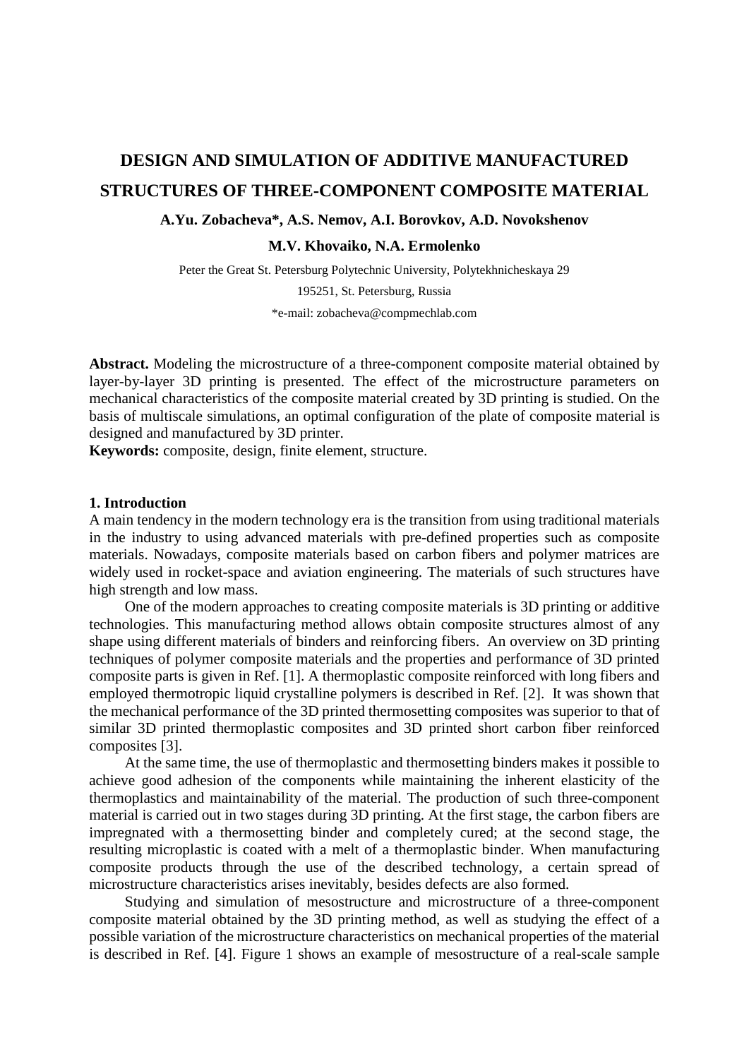# DESIGN AND SIMULATION OF ADDITIVE MANUFACTURED STRUCTURES OF THREE-COMPONENT COMPOSITE MATERIAL

**A.Yu. Zobacheva\*, A.S. Nemov, A.I. Borovkov, A.D. Novokshenov**

**M.V. Khovaiko, N.A. Ermolenko**

Peter the Great St. Petersburg Polytechnic University, Polytekhnicheskaya 29

195251, St. Petersburg, Russia

\*e-mail: zobacheva@compmechlab.com

**Abstract.** Modeling the microstructure of a three-component composite material obtained by layer-by-layer 3D printing is presented. The effect of the microstructure parameters on mechanical characteristics of the composite material created by 3D printing is studied. On the basis of multiscale simulations, an optimal configuration of the plate of composite material is designed and manufactured by 3D printer.

**Keywords:** composite, design, finite element, structure.

## 1. Introduction

A main tendency in the modern technology era is the transition from using traditional materials in the industry to using advanced materials with pre-defined properties such as composite materials. Nowadays, composite materials based on carbon fibers and polymer matrices are widely used in rocket-space and aviation engineering. The materials of such structures have high strength and low mass.

One of the modern approaches to creating composite materials is 3D printing or additive technologies. This manufacturing method allows obtain composite structures almost of any shape using different materials of binders and reinforcing fibers. An overview on 3D printing techniques of polymer composite materials and the properties and performance of 3D printed composite parts is given in Ref. [1]. A thermoplastic composite reinforced with long fibers and employed thermotropic liquid crystalline polymers is described in Ref. [2]. It was shown that the mechanical performance of the 3D printed thermosetting composites was superior to that of similar 3D printed thermoplastic composites and 3D printed short carbon fiber reinforced composites [3].

At the same time, the use of thermoplastic and thermosetting binders makes it possible to achieve good adhesion of the components while maintaining the inherent elasticity of the thermoplastics and maintainability of the material. The production of such three-component material is carried out in two stages during 3D printing. At the first stage, the carbon fibers are impregnated with a thermosetting binder and completely cured; at the second stage, the resulting microplastic is coated with a melt of a thermoplastic binder. When manufacturing composite products through the use of the described technology, a certain spread of microstructure characteristics arises inevitably, besides defects are also formed.

Studying and simulation of mesostructure and microstructure of a three-component composite material obtained by the 3D printing method, as well as studying the effect of a possible variation of the microstructure characteristics on mechanical properties of the material is described in Ref. [4]. Figure 1 shows an example of mesostructure of a real-scale sample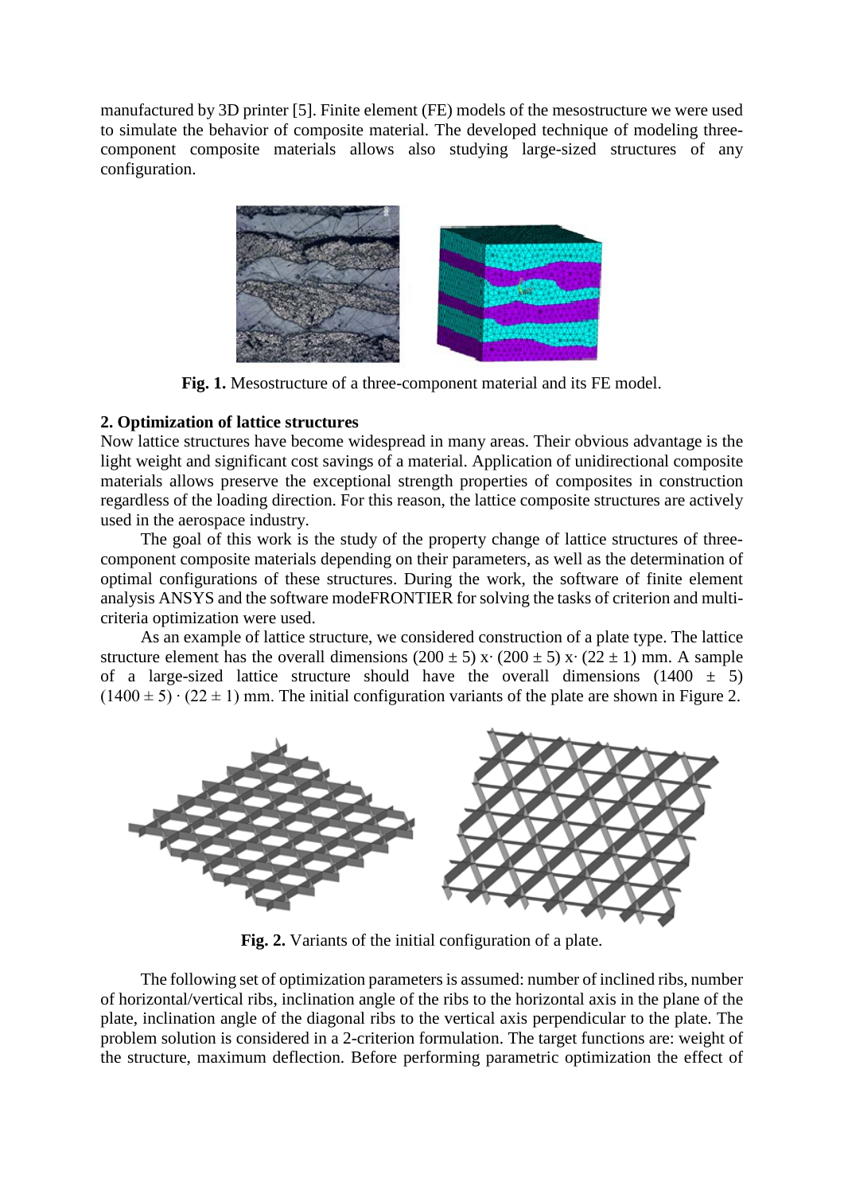manufactured by 3D printer [5]. Finite element (FE) models of the mesostructure we were used to simulate the behavior of composite material. The developed technique of modeling three-component composite materials allows also studying large-sized structures of any configuration.

**Fig. 1.** Mesostructure of a three-component material and its FE model.

## 2. Optimization of lattice structures

Now lattice structures have become widespread in many areas. Their obvious advantage is the light weight and significant cost savings of a material. Application of unidirectional composite materials allows preserve the exceptional strength properties of composites in construction regardless of the loading direction. For this reason, the lattice composite structures are actively used in the aerospace industry.

The goal of this work is the study of the property change of lattice structures of three-component composite materials depending on their parameters, as well as the determination of optimal configurations of these structures. During the work, the software of finite element analysis ANSYS and the software modeFRONTIER for solving the tasks of criterion and multi-criteria optimization were used.

As an example of lattice structure, we considered construction of a plate type. The lattice structure element has the overall dimensions $(200 \pm 5)$ x· $(200 \pm 5)$ x· $(22 \pm 1)$ mm. A sample of a large-sized lattice structure should have the overall dimensions $(1400 \pm 5)$ $(1400 \pm 5) \cdot (22 \pm 1)$ mm. The initial configuration variants of the plate are shown in Figure 2.

**Fig. 2.** Variants of the initial configuration of a plate.

The following set of optimization parameters is assumed: number of inclined ribs, number of horizontal/vertical ribs, inclination angle of the ribs to the horizontal axis in the plane of the plate, inclination angle of the diagonal ribs to the vertical axis perpendicular to the plate. The problem solution is considered in a 2-criterion formulation. The target functions are: weight of the structure, maximum deflection. Before performing parametric optimization the effect of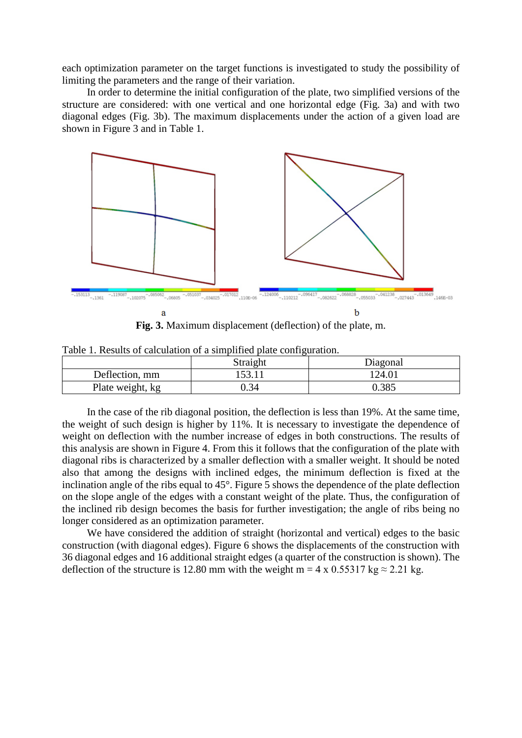each optimization parameter on the target functions is investigated to study the possibility of limiting the parameters and the range of their variation.

In order to determine the initial configuration of the plate, two simplified versions of the structure are considered: with one vertical and one horizontal edge (Fig. 3a) and with two diagonal edges (Fig. 3b). The maximum displacements under the action of a given load are shown in Figure 3 and in Table 1.

**Fig. 3.** Maximum displacement (deflection) of the plate, m.

Table 1. Results of calculation of a simplified plate configuration.

| | Straight | Diagonal |
|---|---|---|
| Deflection, mm | 153.11 | 124.01 |
| Plate weight, kg | 0.34 | 0.385 |

In the case of the rib diagonal position, the deflection is less than 19%. At the same time, the weight of such design is higher by 11%. It is necessary to investigate the dependence of weight on deflection with the number increase of edges in both constructions. The results of this analysis are shown in Figure 4. From this it follows that the configuration of the plate with diagonal ribs is characterized by a smaller deflection with a smaller weight. It should be noted also that among the designs with inclined edges, the minimum deflection is fixed at the inclination angle of the ribs equal to 45°. Figure 5 shows the dependence of the plate deflection on the slope angle of the edges with a constant weight of the plate. Thus, the configuration of the inclined rib design becomes the basis for further investigation; the angle of ribs being no longer considered as an optimization parameter.

We have considered the addition of straight (horizontal and vertical) edges to the basic construction (with diagonal edges). Figure 6 shows the displacements of the construction with 36 diagonal edges and 16 additional straight edges (a quarter of the construction is shown). The deflection of the structure is 12.80 mm with the weight m = 4 x 0.55317 kg ≈ 2.21 kg.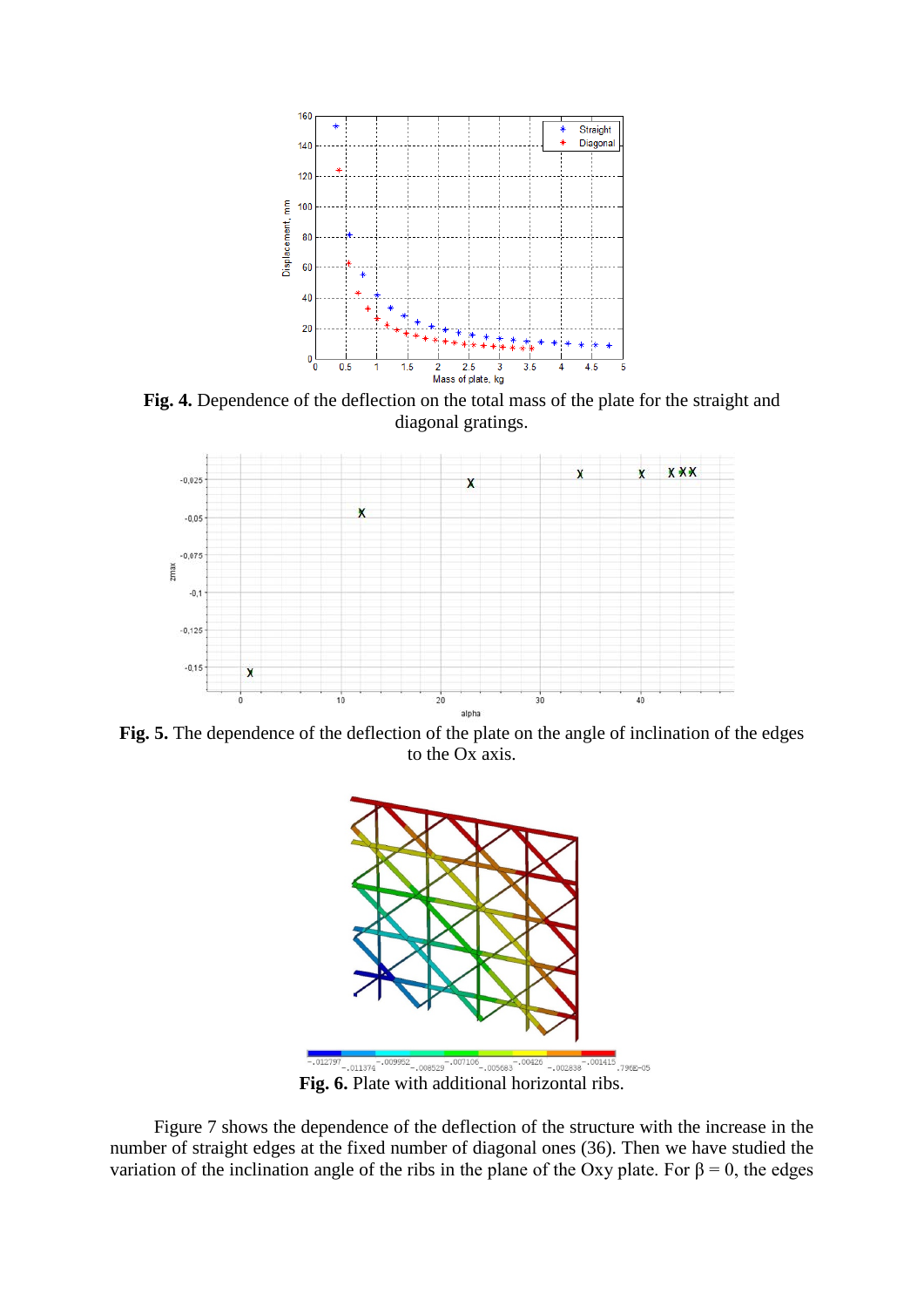**Fig. 4.** Dependence of the deflection on the total mass of the plate for the straight and diagonal gratings.

**Fig. 5.** The dependence of the deflection of the plate on the angle of inclination of the edges to the Ox axis.

**Fig. 6.** Plate with additional horizontal ribs.

Figure 7 shows the dependence of the deflection of the structure with the increase in the number of straight edges at the fixed number of diagonal ones (36). Then we have studied the variation of the inclination angle of the ribs in the plane of the Oxy plate. For $\beta = 0$, the edges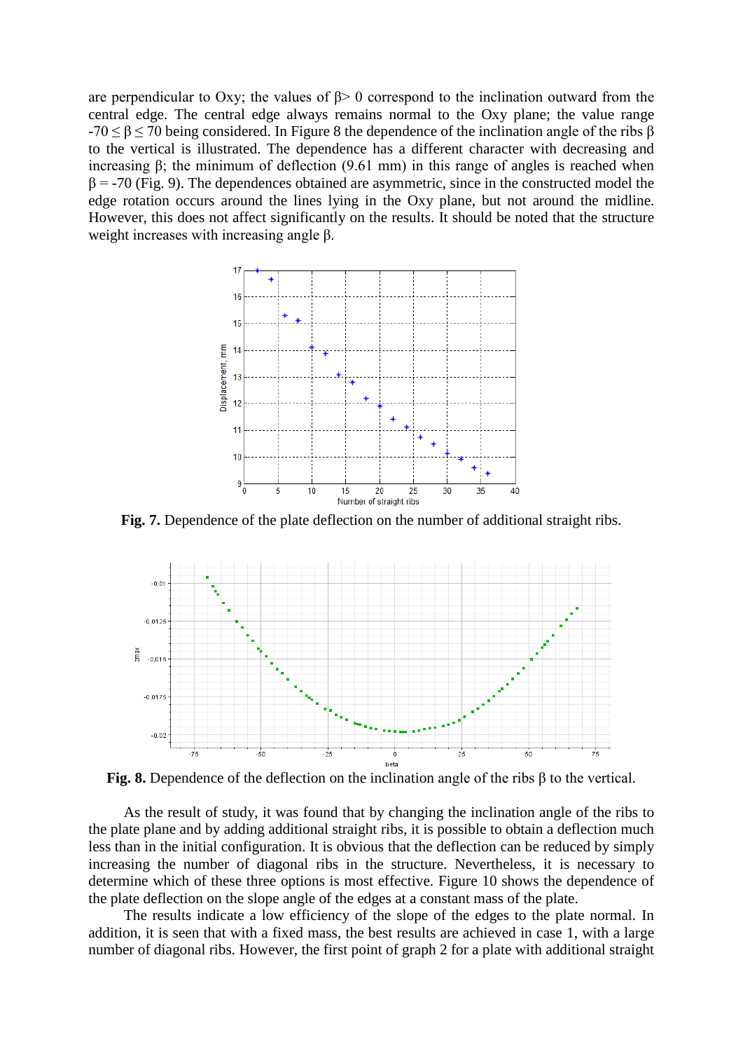are perpendicular to Oxy; the values of $\beta > 0$ correspond to the inclination outward from the central edge. The central edge always remains normal to the Oxy plane; the value range $-70 \leq \beta \leq 70$ being considered. In Figure 8 the dependence of the inclination angle of the ribs $\beta$ to the vertical is illustrated. The dependence has a different character with decreasing and increasing $\beta$; the minimum of deflection (9.61 mm) in this range of angles is reached when $\beta = -70$ (Fig. 9). The dependences obtained are asymmetric, since in the constructed model the edge rotation occurs around the lines lying in the Oxy plane, but not around the midline. However, this does not affect significantly on the results. It should be noted that the structure weight increases with increasing angle $\beta$.

**Fig. 7.** Dependence of the plate deflection on the number of additional straight ribs.

**Fig. 8.** Dependence of the deflection on the inclination angle of the ribs $\beta$ to the vertical.

As the result of study, it was found that by changing the inclination angle of the ribs to the plate plane and by adding additional straight ribs, it is possible to obtain a deflection much less than in the initial configuration. It is obvious that the deflection can be reduced by simply increasing the number of diagonal ribs in the structure. Nevertheless, it is necessary to determine which of these three options is most effective. Figure 10 shows the dependence of the plate deflection on the slope angle of the edges at a constant mass of the plate.

The results indicate a low efficiency of the slope of the edges to the plate normal. In addition, it is seen that with a fixed mass, the best results are achieved in case 1, with a large number of diagonal ribs. However, the first point of graph 2 for a plate with additional straight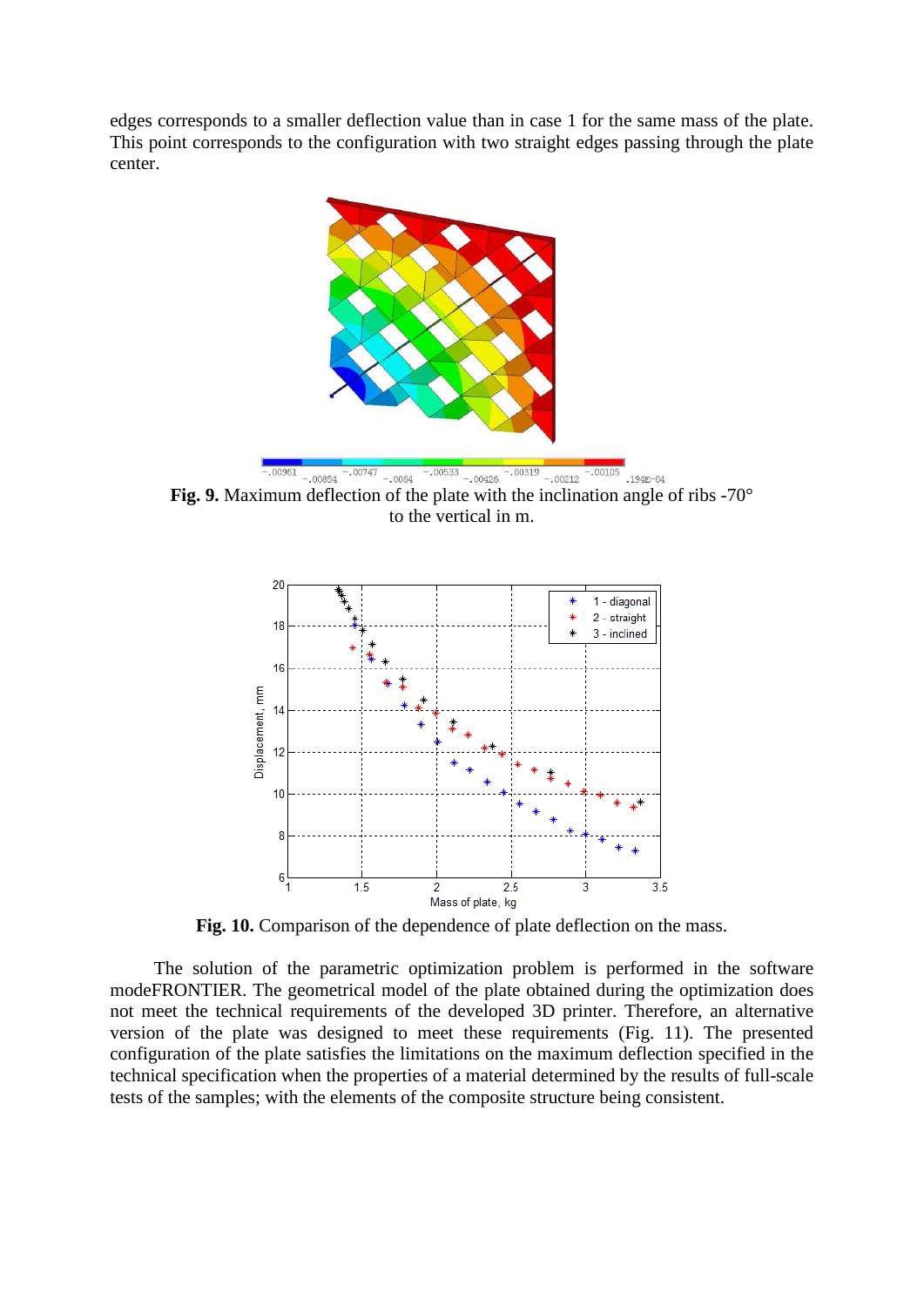edges corresponds to a smaller deflection value than in case 1 for the same mass of the plate. This point corresponds to the configuration with two straight edges passing through the plate center.

**Fig. 9.** Maximum deflection of the plate with the inclination angle of ribs -70° to the vertical in m.

**Fig. 10.** Comparison of the dependence of plate deflection on the mass.

The solution of the parametric optimization problem is performed in the software modeFRONTIER. The geometrical model of the plate obtained during the optimization does not meet the technical requirements of the developed 3D printer. Therefore, an alternative version of the plate was designed to meet these requirements (Fig. 11). The presented configuration of the plate satisfies the limitations on the maximum deflection specified in the technical specification when the properties of a material determined by the results of full-scale tests of the samples; with the elements of the composite structure being consistent.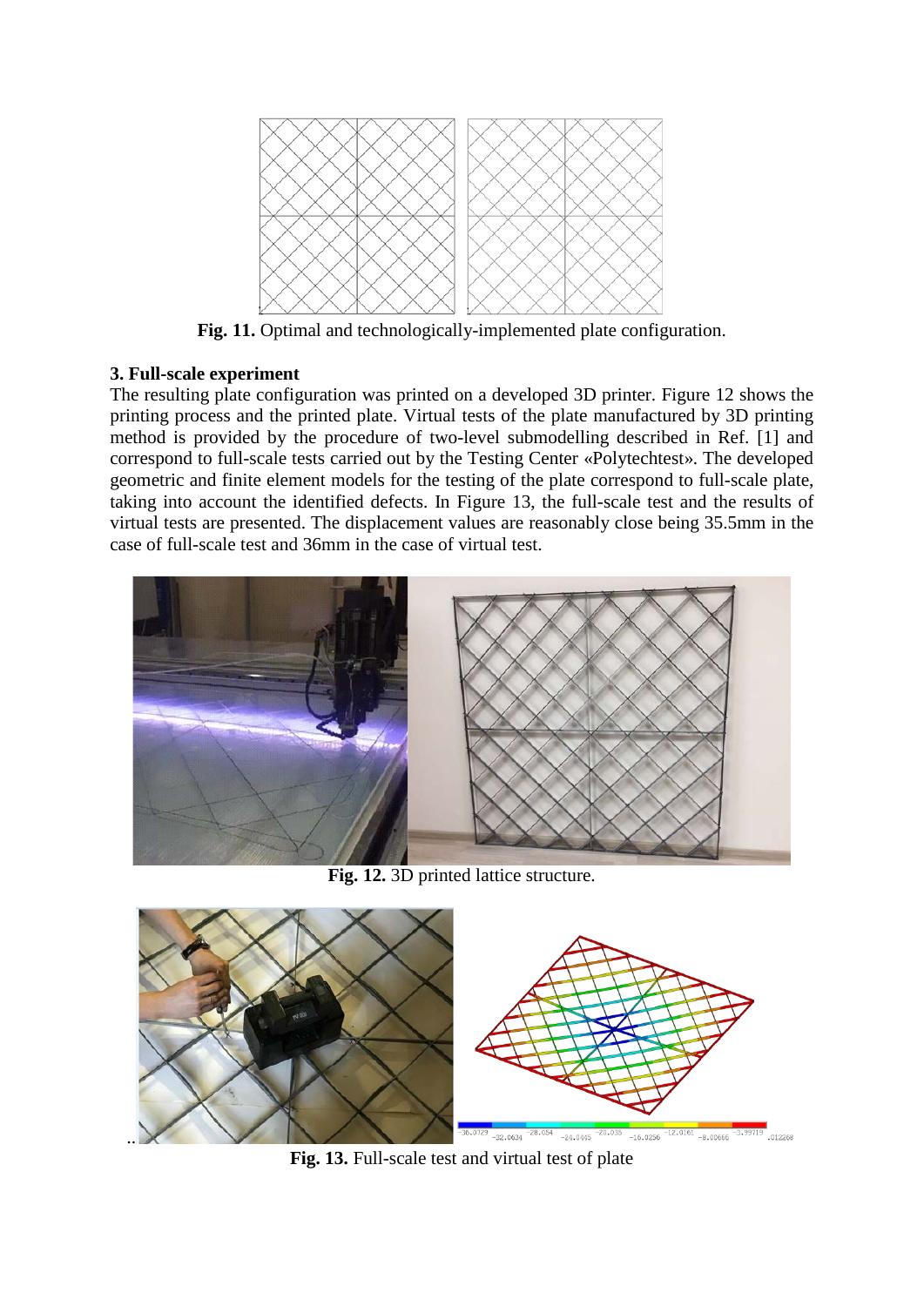Fig. 11. Optimal and technologically-implemented plate configuration.

## 3. Full-scale experiment

The resulting plate configuration was printed on a developed 3D printer. Figure 12 shows the printing process and the printed plate. Virtual tests of the plate manufactured by 3D printing method is provided by the procedure of two-level submodelling described in Ref. [1] and correspond to full-scale tests carried out by the Testing Center «Polytechtest». The developed geometric and finite element models for the testing of the plate correspond to full-scale plate, taking into account the identified defects. In Figure 13, the full-scale test and the results of virtual tests are presented. The displacement values are reasonably close being 35.5mm in the case of full-scale test and 36mm in the case of virtual test.

**Fig. 12.** 3D printed lattice structure.

**Fig. 13.** Full-scale test and virtual test of plate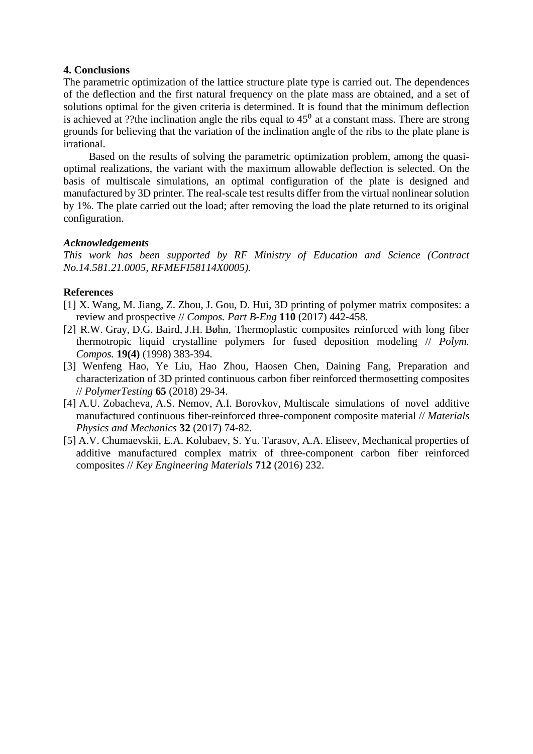## 4. Conclusions

The parametric optimization of the lattice structure plate type is carried out. The dependences of the deflection and the first natural frequency on the plate mass are obtained, and a set of solutions optimal for the given criteria is determined. It is found that the minimum deflection is achieved at ??the inclination angle the ribs equal to $45^0$ at a constant mass. There are strong grounds for believing that the variation of the inclination angle of the ribs to the plate plane is irrational.

Based on the results of solving the parametric optimization problem, among the quasi-optimal realizations, the variant with the maximum allowable deflection is selected. On the basis of multiscale simulations, an optimal configuration of the plate is designed and manufactured by 3D printer. The real-scale test results differ from the virtual nonlinear solution by 1%. The plate carried out the load; after removing the load the plate returned to its original configuration.

### *Acknowledgements*

*This work has been supported by RF Ministry of Education and Science (Contract No.14.581.21.0005, RFMEFI58114X0005).*

## References

[1] X. Wang, M. Jiang, Z. Zhou, J. Gou, D. Hui, 3D printing of polymer matrix composites: a review and prospective // *Compos. Part B-Eng* **110** (2017) 442-458.

[2] R.W. Gray, D.G. Baird, J.H. Bøhn, Thermoplastic composites reinforced with long fiber thermotropic liquid crystalline polymers for fused deposition modeling // *Polym. Compos.* **19(4)** (1998) 383-394.

[3] Wenfeng Hao, Ye Liu, Hao Zhou, Haosen Chen, Daining Fang, Preparation and characterization of 3D printed continuous carbon fiber reinforced thermosetting composites // *PolymerTesting* **65** (2018) 29-34.

[4] A.U. Zobacheva, A.S. Nemov, A.I. Borovkov, Multiscale simulations of novel additive manufactured continuous fiber-reinforced three-component composite material // *Materials Physics and Mechanics* **32** (2017) 74-82.

[5] A.V. Chumaevskii, E.A. Kolubaev, S. Yu. Tarasov, A.A. Eliseev, Mechanical properties of additive manufactured complex matrix of three-component carbon fiber reinforced composites // *Key Engineering Materials* **712** (2016) 232.